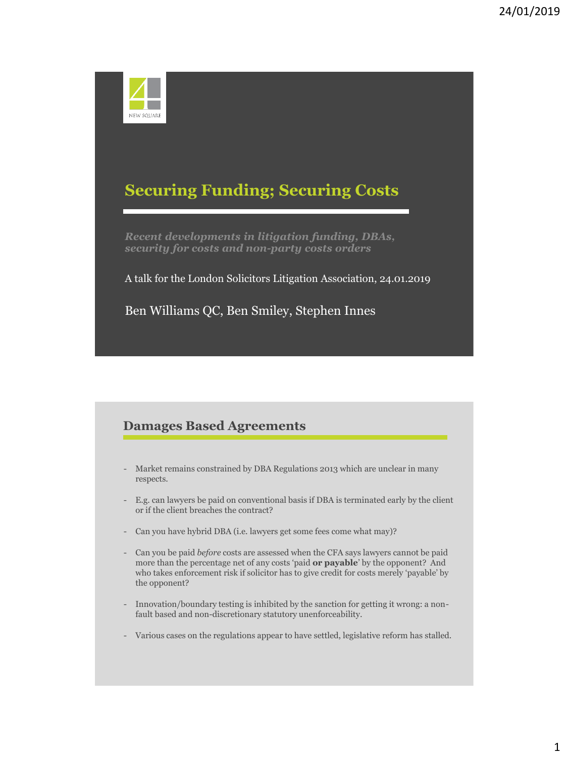NEW SQUARE

# Securing Funding; Securing Costs

***Recent developments in litigation funding, DBAs, security for costs and non-party costs orders***

A talk for the London Solicitors Litigation Association, 24.01.2019

Ben Williams QC, Ben Smiley, Stephen Innes

## Damages Based Agreements

- Market remains constrained by DBA Regulations 2013 which are unclear in many respects.
- E.g. can lawyers be paid on conventional basis if DBA is terminated early by the client or if the client breaches the contract?
- Can you have hybrid DBA (i.e. lawyers get some fees come what may)?
- Can you be paid *before* costs are assessed when the CFA says lawyers cannot be paid more than the percentage net of any costs 'paid **or payable**' by the opponent? And who takes enforcement risk if solicitor has to give credit for costs merely 'payable' by the opponent?
- Innovation/boundary testing is inhibited by the sanction for getting it wrong: a non-fault based and non-discretionary statutory unenforceability.
- Various cases on the regulations appear to have settled, legislative reform has stalled.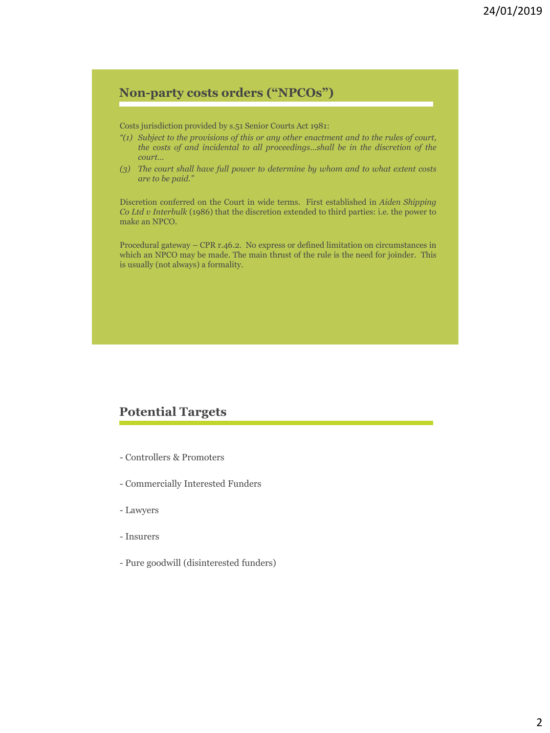## Non-party costs orders ("NPCOs")

Costs jurisdiction provided by s.51 Senior Courts Act 1981:

*"(1) Subject to the provisions of this or any other enactment and to the rules of court, the costs of and incidental to all proceedings…shall be in the discretion of the court…*

*(3) The court shall have full power to determine by whom and to what extent costs are to be paid."*

Discretion conferred on the Court in wide terms. First established in *Aiden Shipping Co Ltd v Interbulk* (1986) that the discretion extended to third parties: i.e. the power to make an NPCO.

Procedural gateway – CPR r.46.2. No express or defined limitation on circumstances in which an NPCO may be made. The main thrust of the rule is the need for joinder. This is usually (not always) a formality.

## Potential Targets

- Controllers & Promoters
- Commercially Interested Funders
- Lawyers
- Insurers
- Pure goodwill (disinterested funders)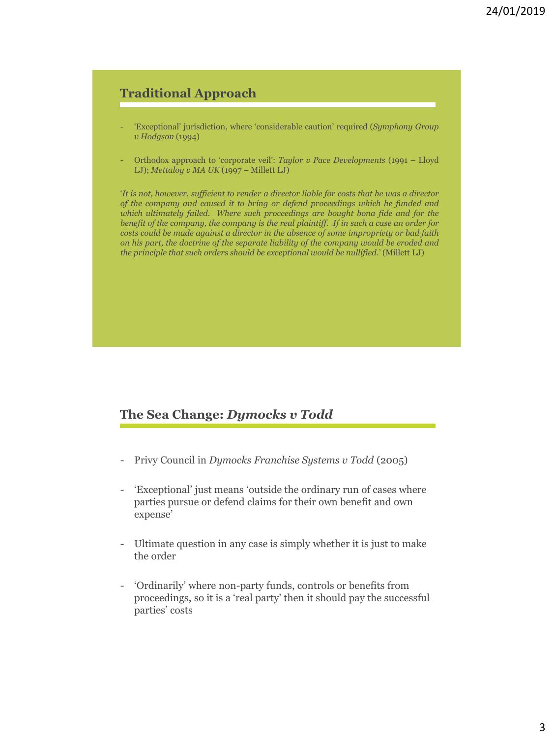## Traditional Approach

- 'Exceptional' jurisdiction, where 'considerable caution' required (*Symphony Group v Hodgson* (1994)
- Orthodox approach to 'corporate veil': *Taylor v Pace Developments* (1991 – Lloyd LJ); *Mettaloy v MA UK* (1997 – Millett LJ)

'*It is not, however, sufficient to render a director liable for costs that he was a director of the company and caused it to bring or defend proceedings which he funded and which ultimately failed. Where such proceedings are bought bona fide and for the benefit of the company, the company is the real plaintiff. If in such a case an order for costs could be made against a director in the absence of some impropriety or bad faith on his part, the doctrine of the separate liability of the company would be eroded and the principle that such orders should be exceptional would be nullified*.' (Millett LJ)

## The Sea Change: *Dymocks v Todd*

- Privy Council in *Dymocks Franchise Systems v Todd* (2005)
- 'Exceptional' just means 'outside the ordinary run of cases where parties pursue or defend claims for their own benefit and own expense'
- Ultimate question in any case is simply whether it is just to make the order
- 'Ordinarily' where non-party funds, controls or benefits from proceedings, so it is a 'real party' then it should pay the successful parties' costs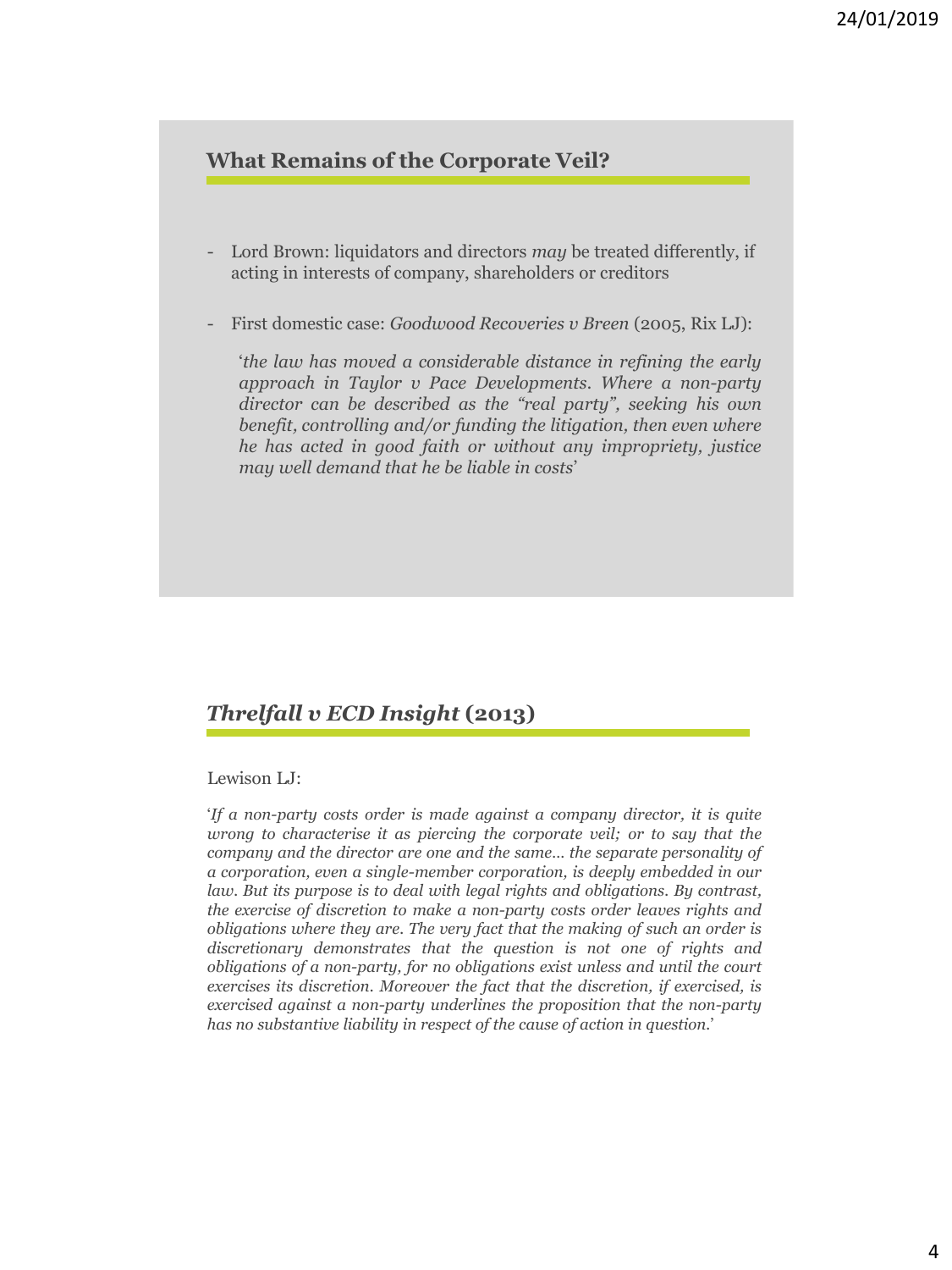## What Remains of the Corporate Veil?

- Lord Brown: liquidators and directors *may* be treated differently, if acting in interests of company, shareholders or creditors

- First domestic case: *Goodwood Recoveries v Breen* (2005, Rix LJ):

  '*the law has moved a considerable distance in refining the early approach in Taylor v Pace Developments. Where a non-party director can be described as the "real party", seeking his own benefit, controlling and/or funding the litigation, then even where he has acted in good faith or without any impropriety, justice may well demand that he be liable in costs*'

## *Threlfall v ECD Insight* (2013)

Lewison LJ:

'*If a non-party costs order is made against a company director, it is quite wrong to characterise it as piercing the corporate veil; or to say that the company and the director are one and the same... the separate personality of a corporation, even a single-member corporation, is deeply embedded in our law. But its purpose is to deal with legal rights and obligations. By contrast, the exercise of discretion to make a non-party costs order leaves rights and obligations where they are. The very fact that the making of such an order is discretionary demonstrates that the question is not one of rights and obligations of a non-party, for no obligations exist unless and until the court exercises its discretion. Moreover the fact that the discretion, if exercised, is exercised against a non-party underlines the proposition that the non-party has no substantive liability in respect of the cause of action in question.*'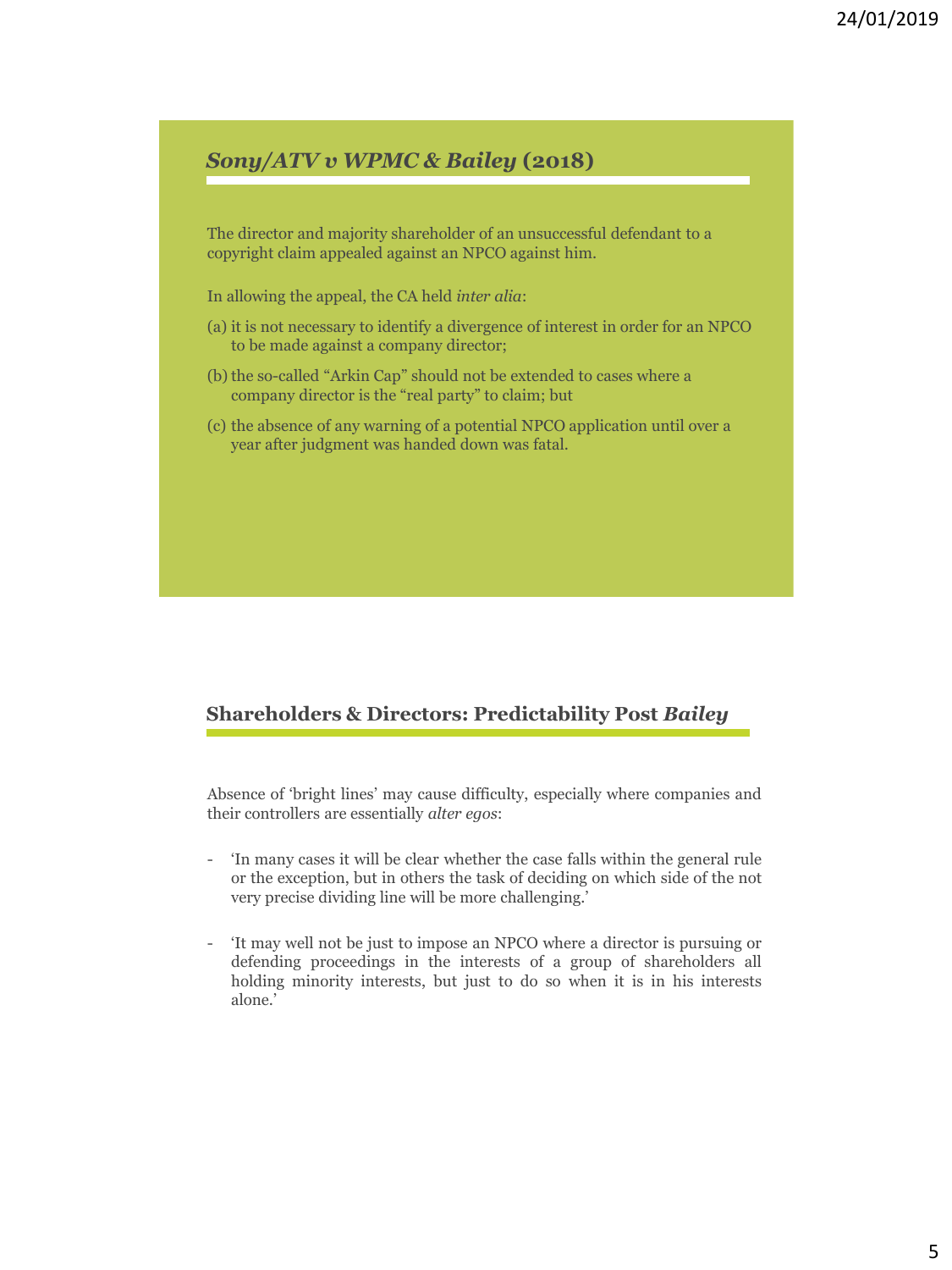## *Sony/ATV v WPMC & Bailey* (2018)

The director and majority shareholder of an unsuccessful defendant to a copyright claim appealed against an NPCO against him.

In allowing the appeal, the CA held *inter alia*:

(a) it is not necessary to identify a divergence of interest in order for an NPCO to be made against a company director;

(b) the so-called "Arkin Cap" should not be extended to cases where a company director is the "real party" to claim; but

(c) the absence of any warning of a potential NPCO application until over a year after judgment was handed down was fatal.

## Shareholders & Directors: Predictability Post *Bailey*

Absence of 'bright lines' may cause difficulty, especially where companies and their controllers are essentially *alter egos*:

- 'In many cases it will be clear whether the case falls within the general rule or the exception, but in others the task of deciding on which side of the not very precise dividing line will be more challenging.'

- 'It may well not be just to impose an NPCO where a director is pursuing or defending proceedings in the interests of a group of shareholders all holding minority interests, but just to do so when it is in his interests alone.'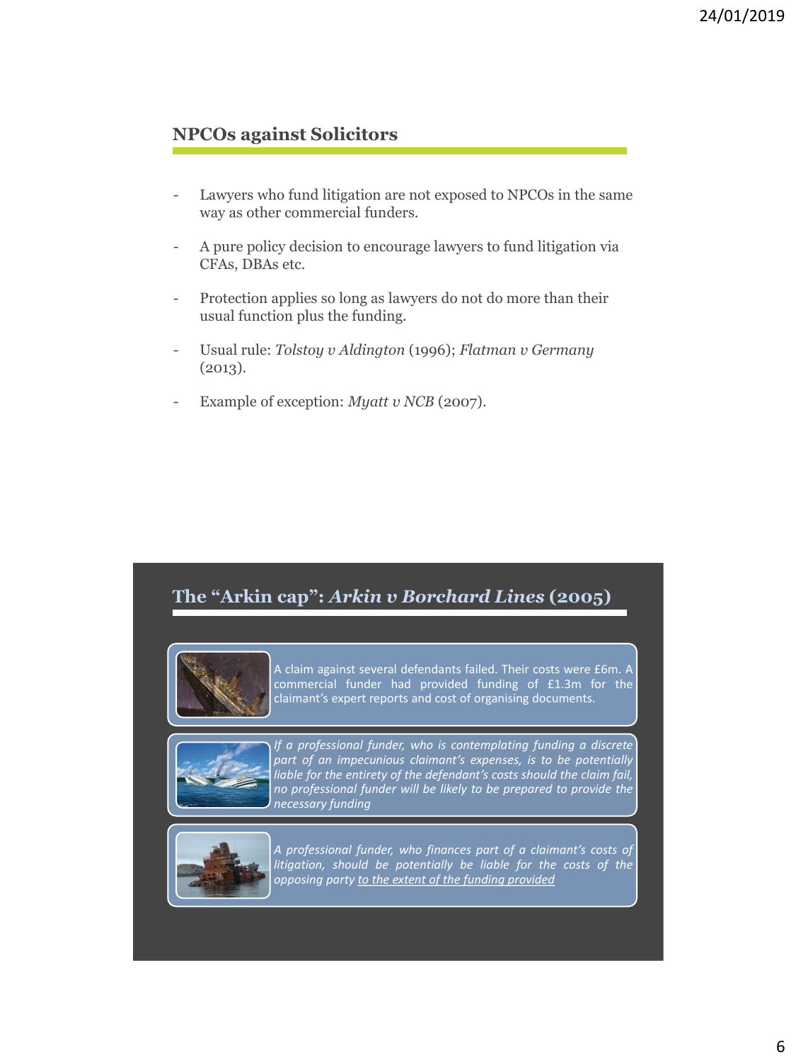## NPCOs against Solicitors

- Lawyers who fund litigation are not exposed to NPCOs in the same way as other commercial funders.
- A pure policy decision to encourage lawyers to fund litigation via CFAs, DBAs etc.
- Protection applies so long as lawyers do not do more than their usual function plus the funding.
- Usual rule: *Tolstoy v Aldington* (1996); *Flatman v Germany* (2013).
- Example of exception: *Myatt v NCB* (2007).

## The "Arkin cap": *Arkin v Borchard Lines* (2005)

A claim against several defendants failed. Their costs were £6m. A commercial funder had provided funding of £1.3m for the claimant's expert reports and cost of organising documents.

*If a professional funder, who is contemplating funding a discrete part of an impecunious claimant's expenses, is to be potentially liable for the entirety of the defendant's costs should the claim fail, no professional funder will be likely to be prepared to provide the necessary funding*

*A professional funder, who finances part of a claimant's costs of litigation, should be potentially be liable for the costs of the opposing party to the extent of the funding provided*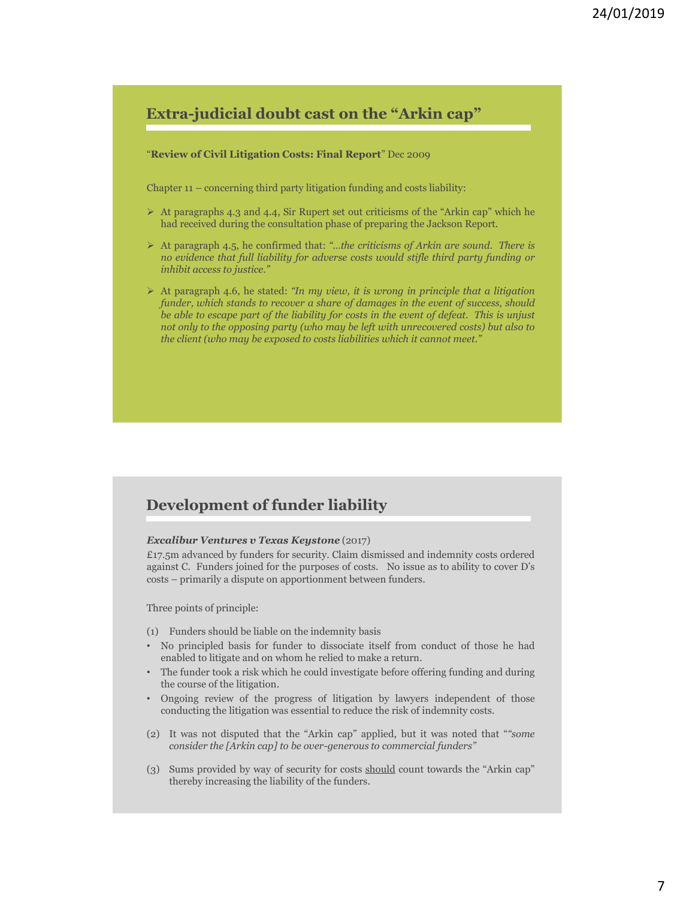## Extra-judicial doubt cast on the "Arkin cap"

"**Review of Civil Litigation Costs: Final Report**" Dec 2009

Chapter 11 – concerning third party litigation funding and costs liability:

- At paragraphs 4.3 and 4.4, Sir Rupert set out criticisms of the "Arkin cap" which he had received during the consultation phase of preparing the Jackson Report.
- At paragraph 4.5, he confirmed that: *"…the criticisms of Arkin are sound. There is no evidence that full liability for adverse costs would stifle third party funding or inhibit access to justice."*
- At paragraph 4.6, he stated: *"In my view, it is wrong in principle that a litigation funder, which stands to recover a share of damages in the event of success, should be able to escape part of the liability for costs in the event of defeat. This is unjust not only to the opposing party (who may be left with unrecovered costs) but also to the client (who may be exposed to costs liabilities which it cannot meet."*

## Development of funder liability

***Excalibur Ventures v Texas Keystone*** (2017)

£17.5m advanced by funders for security. Claim dismissed and indemnity costs ordered against C. Funders joined for the purposes of costs. No issue as to ability to cover D's costs – primarily a dispute on apportionment between funders.

Three points of principle:

(1) Funders should be liable on the indemnity basis

- No principled basis for funder to dissociate itself from conduct of those he had enabled to litigate and on whom he relied to make a return.
- The funder took a risk which he could investigate before offering funding and during the course of the litigation.
- Ongoing review of the progress of litigation by lawyers independent of those conducting the litigation was essential to reduce the risk of indemnity costs.

(2) It was not disputed that the "Arkin cap" applied, but it was noted that "*"some consider the [Arkin cap] to be over-generous to commercial funders"*

(3) Sums provided by way of security for costs <u>should</u> count towards the "Arkin cap" thereby increasing the liability of the funders.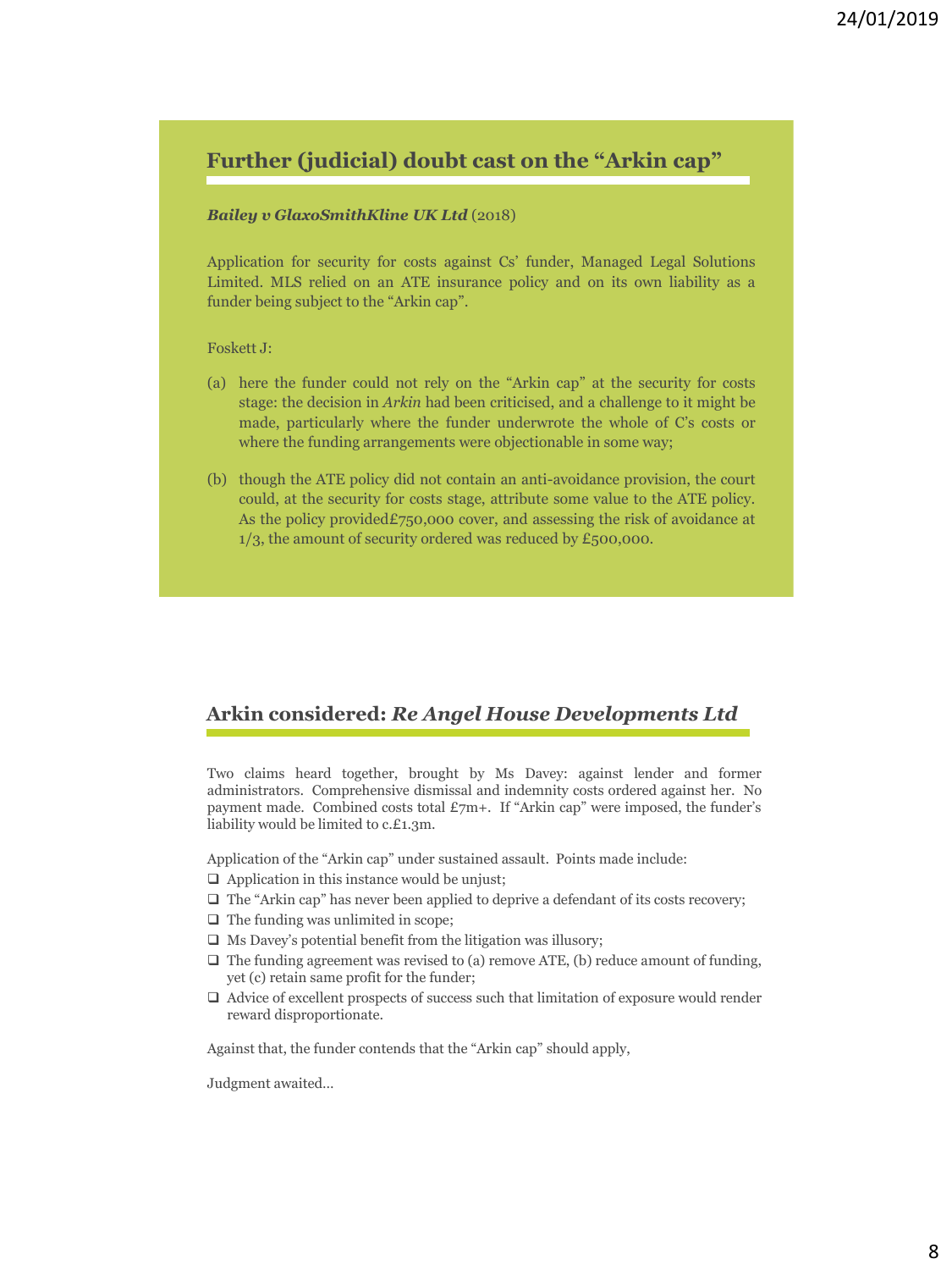## Further (judicial) doubt cast on the "Arkin cap"

***Bailey v GlaxoSmithKline UK Ltd*** (2018)

Application for security for costs against Cs' funder, Managed Legal Solutions Limited. MLS relied on an ATE insurance policy and on its own liability as a funder being subject to the "Arkin cap".

Foskett J:

(a) here the funder could not rely on the "Arkin cap" at the security for costs stage: the decision in *Arkin* had been criticised, and a challenge to it might be made, particularly where the funder underwrote the whole of C's costs or where the funding arrangements were objectionable in some way;

(b) though the ATE policy did not contain an anti-avoidance provision, the court could, at the security for costs stage, attribute some value to the ATE policy. As the policy provided£750,000 cover, and assessing the risk of avoidance at 1/3, the amount of security ordered was reduced by £500,000.

## Arkin considered: *Re Angel House Developments Ltd*

Two claims heard together, brought by Ms Davey: against lender and former administrators. Comprehensive dismissal and indemnity costs ordered against her. No payment made. Combined costs total £7m+. If "Arkin cap" were imposed, the funder's liability would be limited to c.£1.3m.

Application of the "Arkin cap" under sustained assault. Points made include:

- Application in this instance would be unjust;
- The "Arkin cap" has never been applied to deprive a defendant of its costs recovery;
- The funding was unlimited in scope;
- Ms Davey's potential benefit from the litigation was illusory;
- The funding agreement was revised to (a) remove ATE, (b) reduce amount of funding, yet (c) retain same profit for the funder;
- Advice of excellent prospects of success such that limitation of exposure would render reward disproportionate.

Against that, the funder contends that the "Arkin cap" should apply,

Judgment awaited…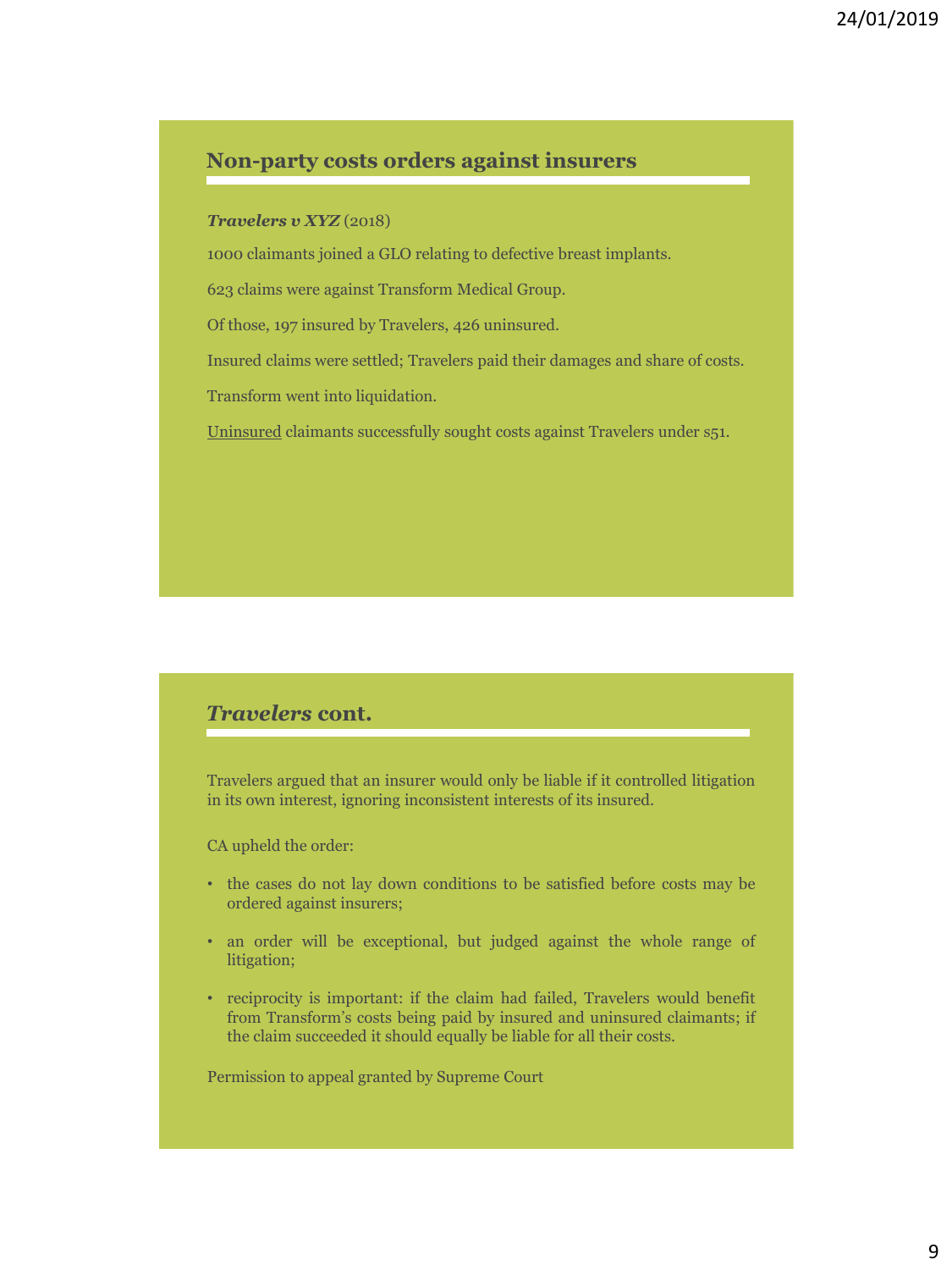## Non-party costs orders against insurers

***Travelers v XYZ*** (2018)

1000 claimants joined a GLO relating to defective breast implants.

623 claims were against Transform Medical Group.

Of those, 197 insured by Travelers, 426 uninsured.

Insured claims were settled; Travelers paid their damages and share of costs.

Transform went into liquidation.

Uninsured claimants successfully sought costs against Travelers under s51.

## *Travelers* cont.

Travelers argued that an insurer would only be liable if it controlled litigation in its own interest, ignoring inconsistent interests of its insured.

CA upheld the order:

- the cases do not lay down conditions to be satisfied before costs may be ordered against insurers;
- an order will be exceptional, but judged against the whole range of litigation;
- reciprocity is important: if the claim had failed, Travelers would benefit from Transform's costs being paid by insured and uninsured claimants; if the claim succeeded it should equally be liable for all their costs.

Permission to appeal granted by Supreme Court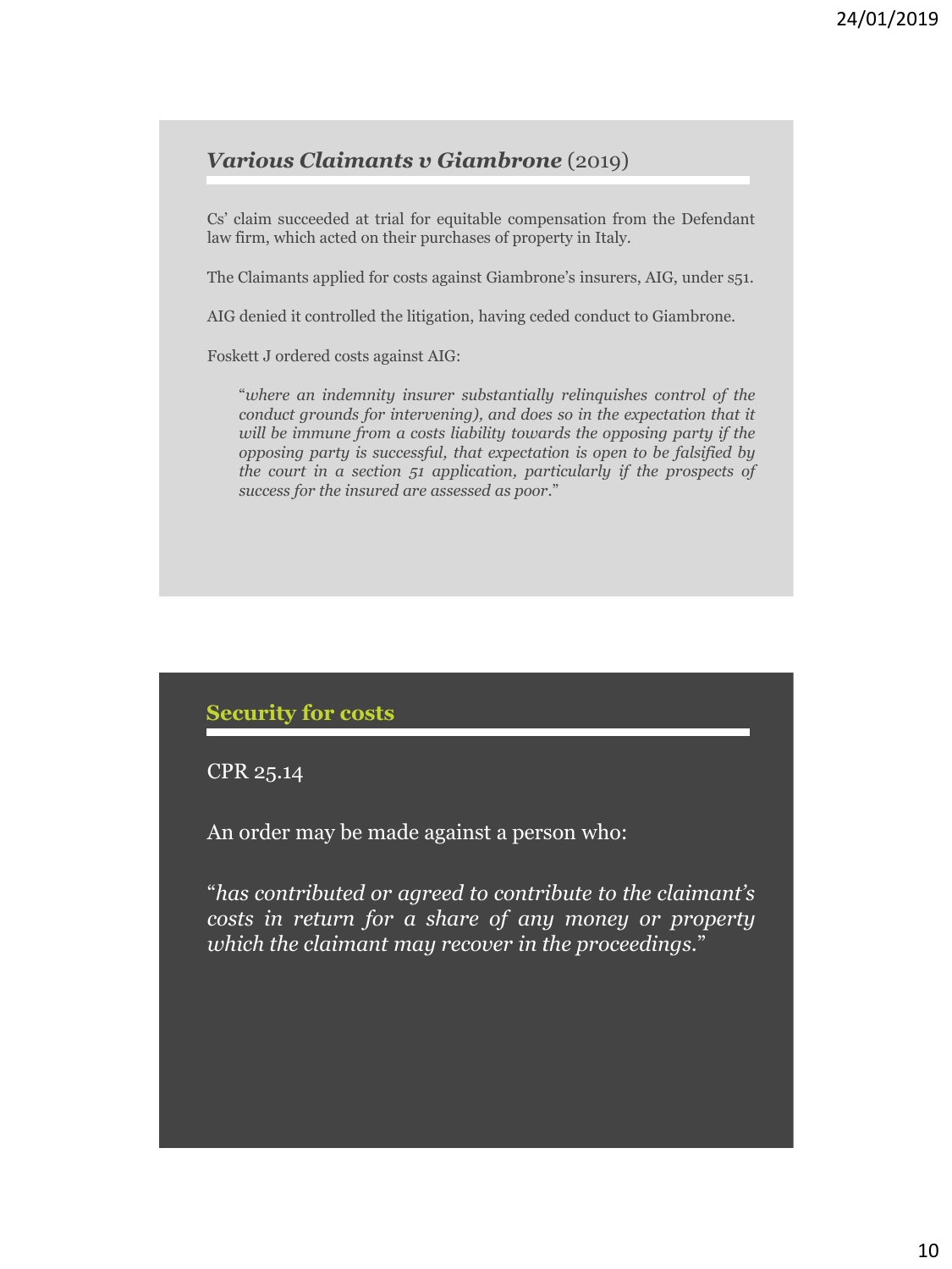## *Various Claimants v Giambrone* (2019)

Cs' claim succeeded at trial for equitable compensation from the Defendant law firm, which acted on their purchases of property in Italy.

The Claimants applied for costs against Giambrone's insurers, AIG, under s51.

AIG denied it controlled the litigation, having ceded conduct to Giambrone.

Foskett J ordered costs against AIG:

> "*where an indemnity insurer substantially relinquishes control of the conduct grounds for intervening), and does so in the expectation that it will be immune from a costs liability towards the opposing party if the opposing party is successful, that expectation is open to be falsified by the court in a section 51 application, particularly if the prospects of success for the insured are assessed as poor.*"

## Security for costs

CPR 25.14

An order may be made against a person who:

"*has contributed or agreed to contribute to the claimant's costs in return for a share of any money or property which the claimant may recover in the proceedings.*"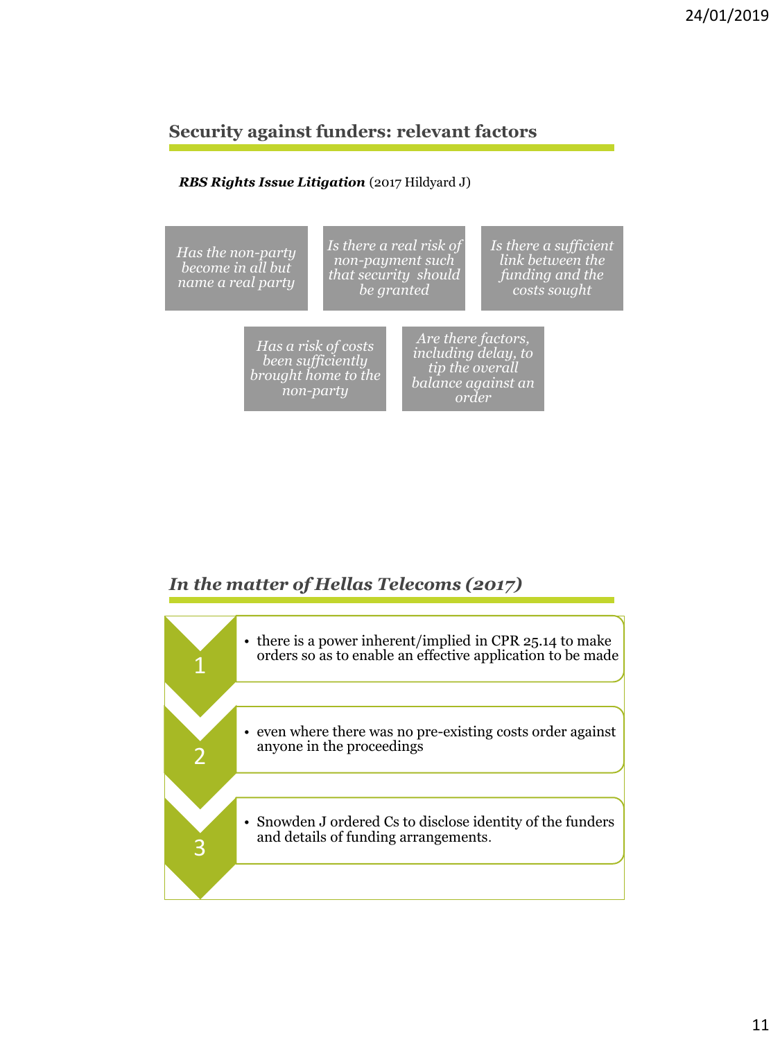## Security against funders: relevant factors

***RBS Rights Issue Litigation*** (2017 Hildyard J)

- *Has the non-party become in all but name a real party*
- *Is there a real risk of non-payment such that security should be granted*
- *Is there a sufficient link between the funding and the costs sought*
- *Has a risk of costs been sufficiently brought home to the non-party*
- *Are there factors, including delay, to tip the overall balance against an order*

## *In the matter of Hellas Telecoms (2017)*

1. there is a power inherent/implied in CPR 25.14 to make orders so as to enable an effective application to be made
2. even where there was no pre-existing costs order against anyone in the proceedings
3. Snowden J ordered Cs to disclose identity of the funders and details of funding arrangements.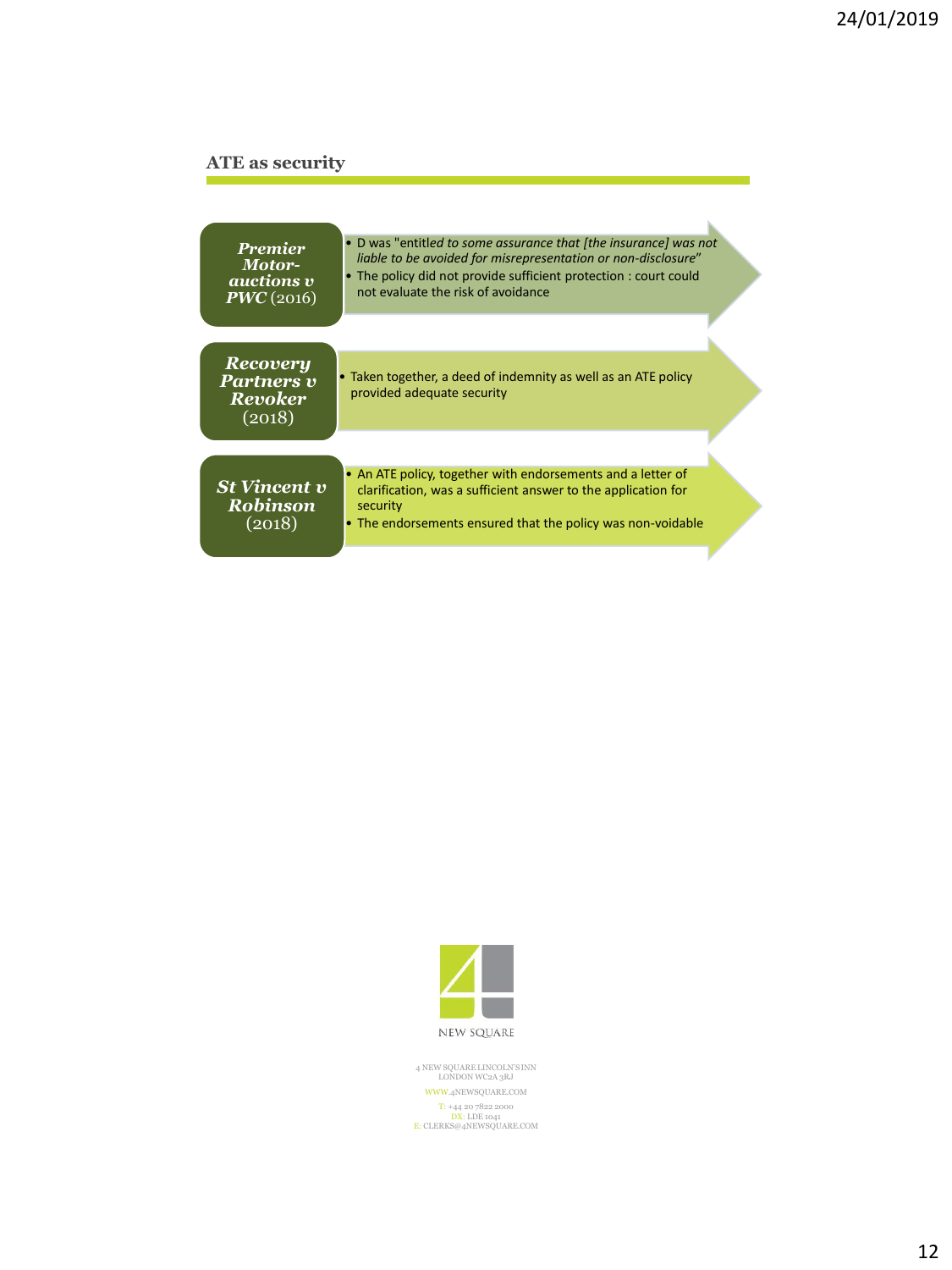## ATE as security

***Premier Motor-auctions v PWC*** (2016)

- D was "entitl*ed to some assurance that [the insurance] was not liable to be avoided for misrepresentation or non-disclosure*"
- The policy did not provide sufficient protection : court could not evaluate the risk of avoidance

***Recovery Partners v Revoker*** (2018)

- Taken together, a deed of indemnity as well as an ATE policy provided adequate security

***St Vincent v Robinson*** (2018)

- An ATE policy, together with endorsements and a letter of clarification, was a sufficient answer to the application for security
- The endorsements ensured that the policy was non-voidable

NEW SQUARE

4 NEW SQUARE LINCOLN'S INN
LONDON WC2A 3RJ
WWW.4NEWSQUARE.COM
T: +44 20 7822 2000
DX: LDE 1041
E: CLERKS@4NEWSQUARE.COM